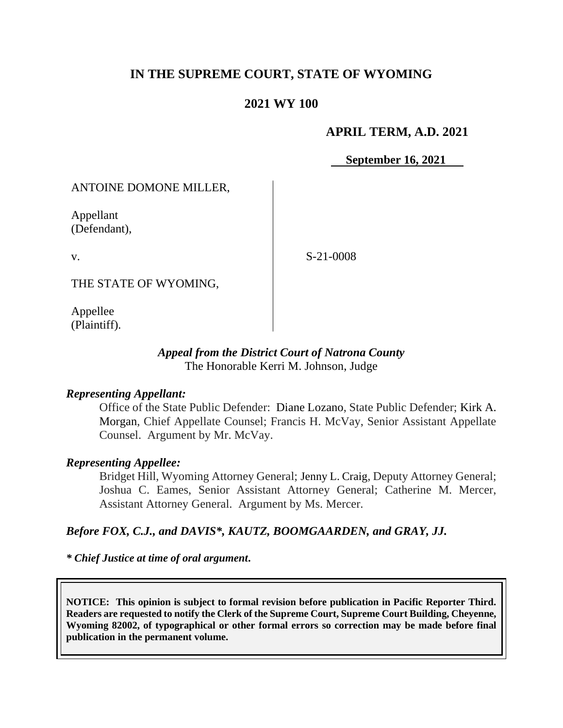# IN THE SUPREME COURT, STATE OF WYOMING

## 2021 WY 100

**APRIL TERM, A.D. 2021**

**September 16, 2021**

ANTOINE DOMONE MILLER,

Appellant
(Defendant),

v.

S-21-0008

THE STATE OF WYOMING,

Appellee
(Plaintiff).

***Appeal from the District Court of Natrona County***
The Honorable Kerri M. Johnson, Judge

***Representing Appellant:***

Office of the State Public Defender: Diane Lozano, State Public Defender; Kirk A. Morgan, Chief Appellate Counsel; Francis H. McVay, Senior Assistant Appellate Counsel. Argument by Mr. McVay.

***Representing Appellee:***

Bridget Hill, Wyoming Attorney General; Jenny L. Craig, Deputy Attorney General; Joshua C. Eames, Senior Assistant Attorney General; Catherine M. Mercer, Assistant Attorney General. Argument by Ms. Mercer.

***Before FOX, C.J., and DAVIS\*, KAUTZ, BOOMGAARDEN, and GRAY, JJ.***

***\* Chief Justice at time of oral argument.***

**NOTICE: This opinion is subject to formal revision before publication in Pacific Reporter Third. Readers are requested to notify the Clerk of the Supreme Court, Supreme Court Building, Cheyenne, Wyoming 82002, of typographical or other formal errors so correction may be made before final publication in the permanent volume.**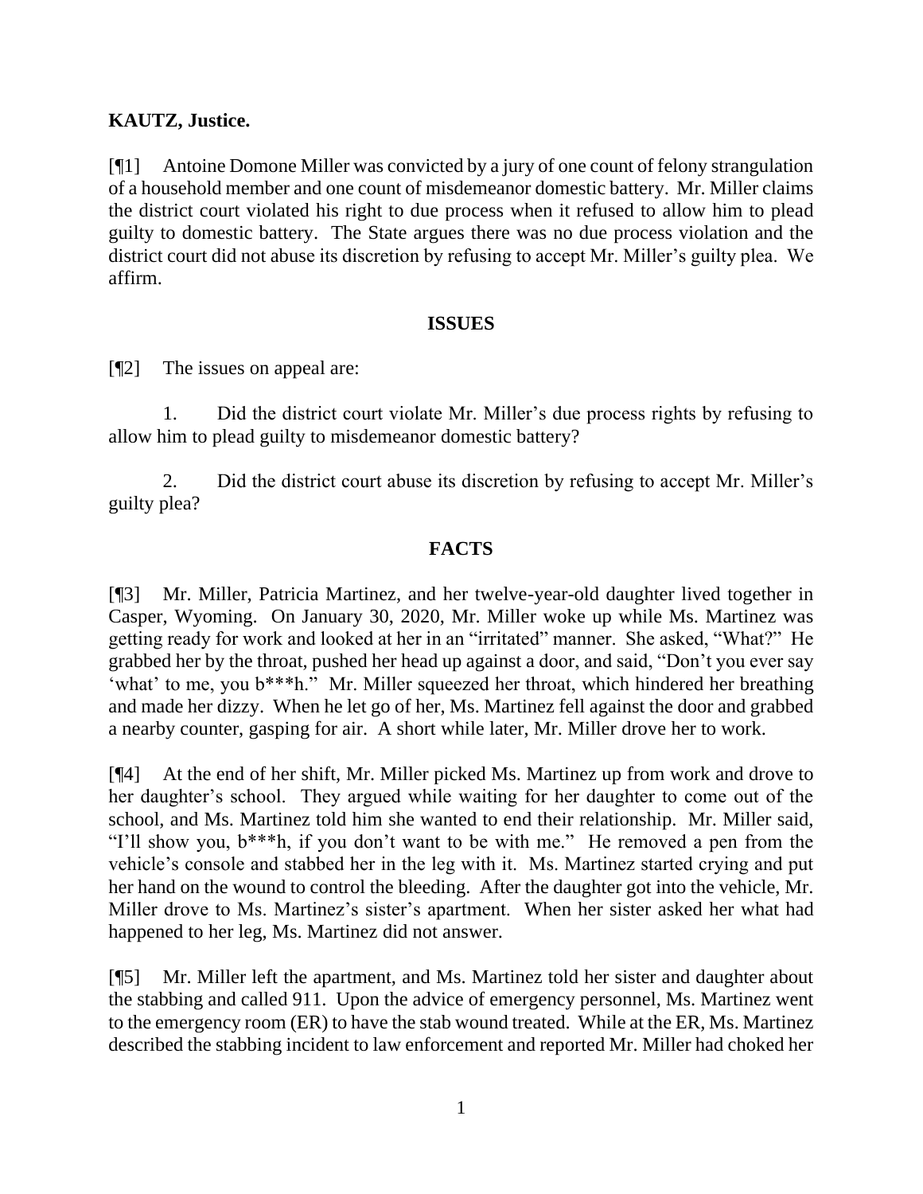**KAUTZ, Justice.**

[¶1] Antoine Domone Miller was convicted by a jury of one count of felony strangulation of a household member and one count of misdemeanor domestic battery. Mr. Miller claims the district court violated his right to due process when it refused to allow him to plead guilty to domestic battery. The State argues there was no due process violation and the district court did not abuse its discretion by refusing to accept Mr. Miller's guilty plea. We affirm.

## ISSUES

[¶2] The issues on appeal are:

1. Did the district court violate Mr. Miller's due process rights by refusing to allow him to plead guilty to misdemeanor domestic battery?

2. Did the district court abuse its discretion by refusing to accept Mr. Miller's guilty plea?

## FACTS

[¶3] Mr. Miller, Patricia Martinez, and her twelve-year-old daughter lived together in Casper, Wyoming. On January 30, 2020, Mr. Miller woke up while Ms. Martinez was getting ready for work and looked at her in an "irritated" manner. She asked, "What?" He grabbed her by the throat, pushed her head up against a door, and said, "Don't you ever say 'what' to me, you b***h." Mr. Miller squeezed her throat, which hindered her breathing and made her dizzy. When he let go of her, Ms. Martinez fell against the door and grabbed a nearby counter, gasping for air. A short while later, Mr. Miller drove her to work.

[¶4] At the end of her shift, Mr. Miller picked Ms. Martinez up from work and drove to her daughter's school. They argued while waiting for her daughter to come out of the school, and Ms. Martinez told him she wanted to end their relationship. Mr. Miller said, "I'll show you, b***h, if you don't want to be with me." He removed a pen from the vehicle's console and stabbed her in the leg with it. Ms. Martinez started crying and put her hand on the wound to control the bleeding. After the daughter got into the vehicle, Mr. Miller drove to Ms. Martinez's sister's apartment. When her sister asked her what had happened to her leg, Ms. Martinez did not answer.

[¶5] Mr. Miller left the apartment, and Ms. Martinez told her sister and daughter about the stabbing and called 911. Upon the advice of emergency personnel, Ms. Martinez went to the emergency room (ER) to have the stab wound treated. While at the ER, Ms. Martinez described the stabbing incident to law enforcement and reported Mr. Miller had choked her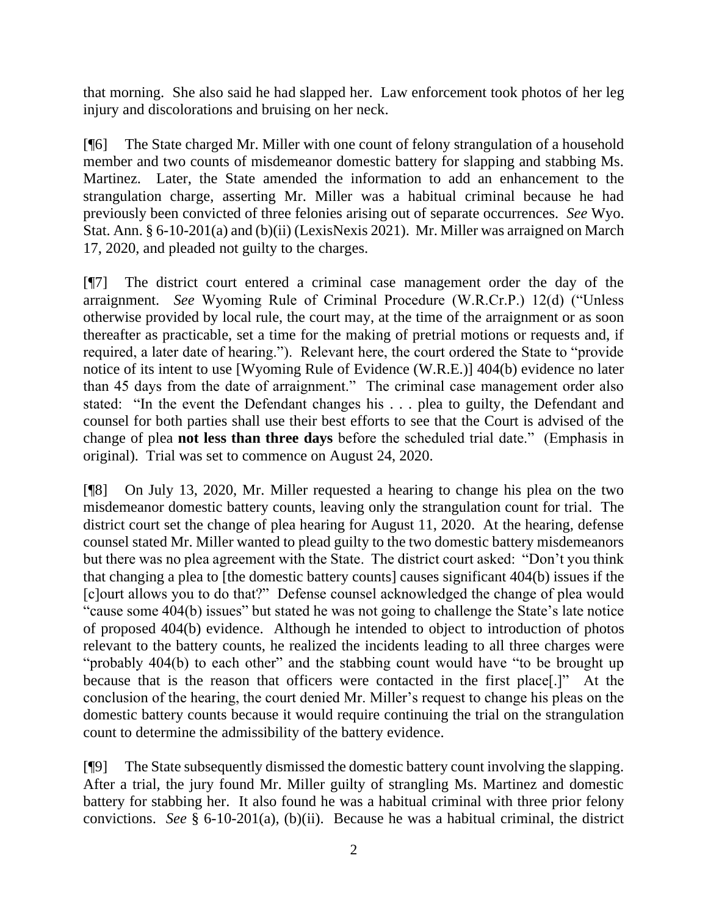that morning. She also said he had slapped her. Law enforcement took photos of her leg injury and discolorations and bruising on her neck.

[¶6] The State charged Mr. Miller with one count of felony strangulation of a household member and two counts of misdemeanor domestic battery for slapping and stabbing Ms. Martinez. Later, the State amended the information to add an enhancement to the strangulation charge, asserting Mr. Miller was a habitual criminal because he had previously been convicted of three felonies arising out of separate occurrences. *See* Wyo. Stat. Ann. § 6-10-201(a) and (b)(ii) (LexisNexis 2021). Mr. Miller was arraigned on March 17, 2020, and pleaded not guilty to the charges.

[¶7] The district court entered a criminal case management order the day of the arraignment. *See* Wyoming Rule of Criminal Procedure (W.R.Cr.P.) 12(d) ("Unless otherwise provided by local rule, the court may, at the time of the arraignment or as soon thereafter as practicable, set a time for the making of pretrial motions or requests and, if required, a later date of hearing."). Relevant here, the court ordered the State to "provide notice of its intent to use [Wyoming Rule of Evidence (W.R.E.)] 404(b) evidence no later than 45 days from the date of arraignment." The criminal case management order also stated: "In the event the Defendant changes his . . . plea to guilty, the Defendant and counsel for both parties shall use their best efforts to see that the Court is advised of the change of plea **not less than three days** before the scheduled trial date." (Emphasis in original). Trial was set to commence on August 24, 2020.

[¶8] On July 13, 2020, Mr. Miller requested a hearing to change his plea on the two misdemeanor domestic battery counts, leaving only the strangulation count for trial. The district court set the change of plea hearing for August 11, 2020. At the hearing, defense counsel stated Mr. Miller wanted to plead guilty to the two domestic battery misdemeanors but there was no plea agreement with the State. The district court asked: "Don't you think that changing a plea to [the domestic battery counts] causes significant 404(b) issues if the [c]ourt allows you to do that?" Defense counsel acknowledged the change of plea would "cause some 404(b) issues" but stated he was not going to challenge the State's late notice of proposed 404(b) evidence. Although he intended to object to introduction of photos relevant to the battery counts, he realized the incidents leading to all three charges were "probably 404(b) to each other" and the stabbing count would have "to be brought up because that is the reason that officers were contacted in the first place[.]" At the conclusion of the hearing, the court denied Mr. Miller's request to change his pleas on the domestic battery counts because it would require continuing the trial on the strangulation count to determine the admissibility of the battery evidence.

[¶9] The State subsequently dismissed the domestic battery count involving the slapping. After a trial, the jury found Mr. Miller guilty of strangling Ms. Martinez and domestic battery for stabbing her. It also found he was a habitual criminal with three prior felony convictions. *See* § 6-10-201(a), (b)(ii). Because he was a habitual criminal, the district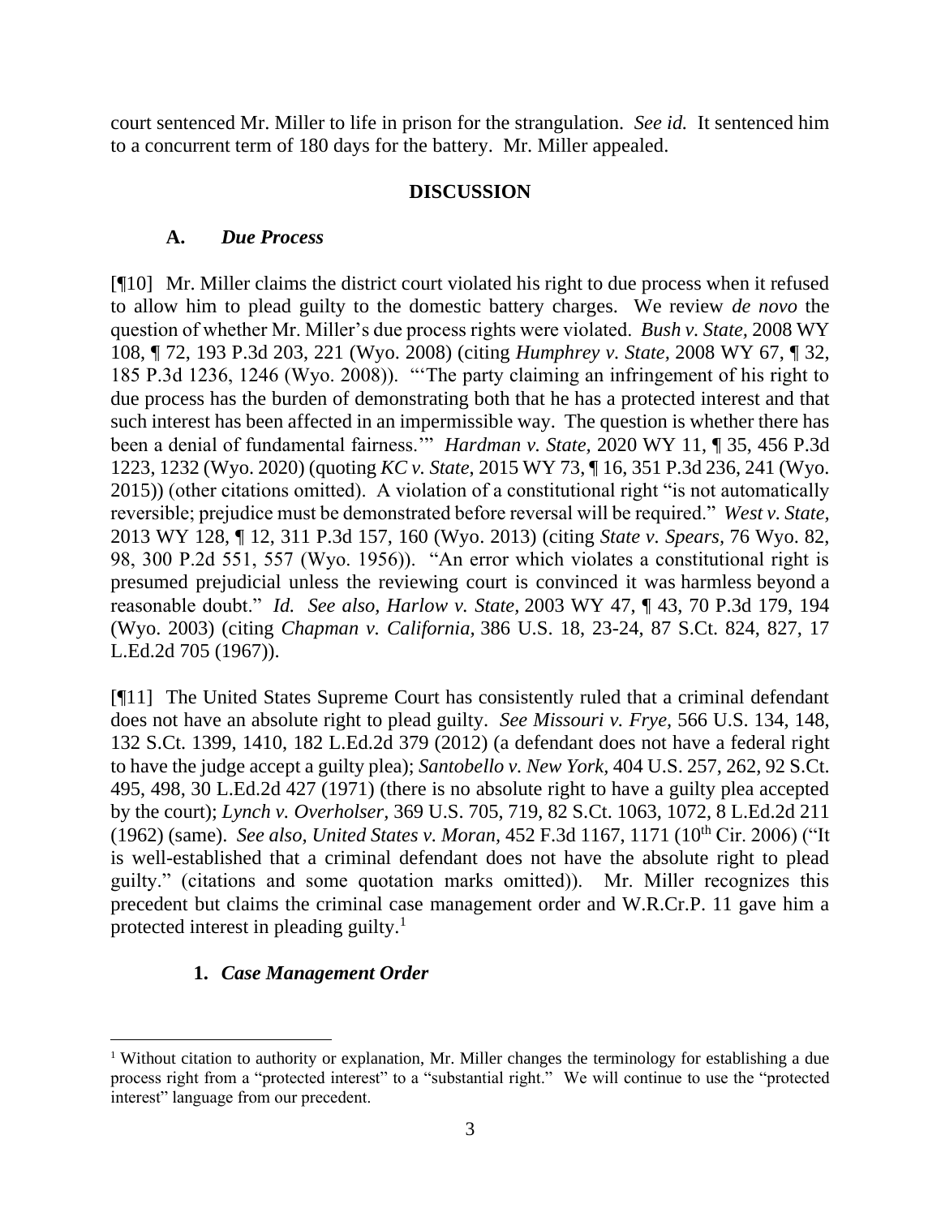court sentenced Mr. Miller to life in prison for the strangulation. *See id.* It sentenced him to a concurrent term of 180 days for the battery. Mr. Miller appealed.

## DISCUSSION

### A. *Due Process*

[¶10] Mr. Miller claims the district court violated his right to due process when it refused to allow him to plead guilty to the domestic battery charges. We review *de novo* the question of whether Mr. Miller's due process rights were violated. *Bush v. State,* 2008 WY 108, ¶ 72, 193 P.3d 203, 221 (Wyo. 2008) (citing *Humphrey v. State,* 2008 WY 67, ¶ 32, 185 P.3d 1236, 1246 (Wyo. 2008)). "'The party claiming an infringement of his right to due process has the burden of demonstrating both that he has a protected interest and that such interest has been affected in an impermissible way. The question is whether there has been a denial of fundamental fairness.'" *Hardman v. State,* 2020 WY 11, ¶ 35, 456 P.3d 1223, 1232 (Wyo. 2020) (quoting *KC v. State*, 2015 WY 73, ¶ 16, 351 P.3d 236, 241 (Wyo. 2015)) (other citations omitted). A violation of a constitutional right "is not automatically reversible; prejudice must be demonstrated before reversal will be required." *West v. State,* 2013 WY 128, ¶ 12, 311 P.3d 157, 160 (Wyo. 2013) (citing *State v. Spears*, 76 Wyo. 82, 98, 300 P.2d 551, 557 (Wyo. 1956)). "An error which violates a constitutional right is presumed prejudicial unless the reviewing court is convinced it was harmless beyond a reasonable doubt." *Id. See also, Harlow v. State*, 2003 WY 47, ¶ 43, 70 P.3d 179, 194 (Wyo. 2003) (citing *Chapman v. California,* 386 U.S. 18, 23-24, 87 S.Ct. 824, 827, 17 L.Ed.2d 705 (1967)).

[¶11] The United States Supreme Court has consistently ruled that a criminal defendant does not have an absolute right to plead guilty. *See Missouri v. Frye,* 566 U.S. 134, 148, 132 S.Ct. 1399, 1410, 182 L.Ed.2d 379 (2012) (a defendant does not have a federal right to have the judge accept a guilty plea); *Santobello v. New York,* 404 U.S. 257, 262, 92 S.Ct. 495, 498, 30 L.Ed.2d 427 (1971) (there is no absolute right to have a guilty plea accepted by the court); *Lynch v. Overholser,* 369 U.S. 705, 719, 82 S.Ct. 1063, 1072, 8 L.Ed.2d 211 (1962) (same). *See also, United States v. Moran*, 452 F.3d 1167, 1171 (10th Cir. 2006) ("It is well-established that a criminal defendant does not have the absolute right to plead guilty." (citations and some quotation marks omitted)). Mr. Miller recognizes this precedent but claims the criminal case management order and W.R.Cr.P. 11 gave him a protected interest in pleading guilty.[1]

#### 1. *Case Management Order*

[1] Without citation to authority or explanation, Mr. Miller changes the terminology for establishing a due process right from a "protected interest" to a "substantial right." We will continue to use the "protected interest" language from our precedent.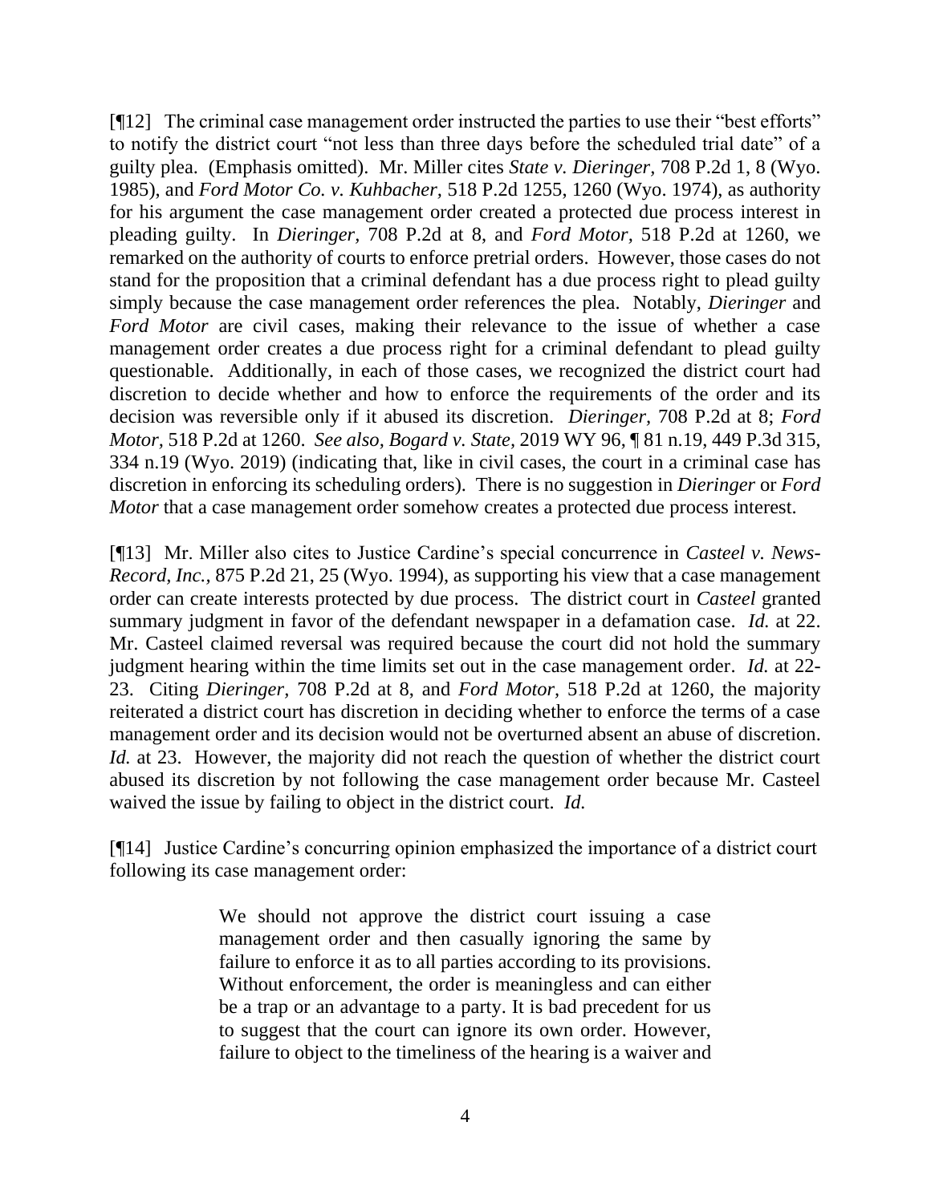[¶12] The criminal case management order instructed the parties to use their "best efforts" to notify the district court "not less than three days before the scheduled trial date" of a guilty plea. (Emphasis omitted). Mr. Miller cites *State v. Dieringer*, 708 P.2d 1, 8 (Wyo. 1985), and *Ford Motor Co. v. Kuhbacher*, 518 P.2d 1255, 1260 (Wyo. 1974), as authority for his argument the case management order created a protected due process interest in pleading guilty. In *Dieringer*, 708 P.2d at 8, and *Ford Motor*, 518 P.2d at 1260, we remarked on the authority of courts to enforce pretrial orders. However, those cases do not stand for the proposition that a criminal defendant has a due process right to plead guilty simply because the case management order references the plea. Notably, *Dieringer* and *Ford Motor* are civil cases, making their relevance to the issue of whether a case management order creates a due process right for a criminal defendant to plead guilty questionable. Additionally, in each of those cases, we recognized the district court had discretion to decide whether and how to enforce the requirements of the order and its decision was reversible only if it abused its discretion. *Dieringer*, 708 P.2d at 8; *Ford Motor*, 518 P.2d at 1260. *See also*, *Bogard v. State*, 2019 WY 96, ¶ 81 n.19, 449 P.3d 315, 334 n.19 (Wyo. 2019) (indicating that, like in civil cases, the court in a criminal case has discretion in enforcing its scheduling orders). There is no suggestion in *Dieringer* or *Ford Motor* that a case management order somehow creates a protected due process interest.

[¶13] Mr. Miller also cites to Justice Cardine's special concurrence in *Casteel v. News-Record, Inc.*, 875 P.2d 21, 25 (Wyo. 1994), as supporting his view that a case management order can create interests protected by due process. The district court in *Casteel* granted summary judgment in favor of the defendant newspaper in a defamation case. *Id.* at 22. Mr. Casteel claimed reversal was required because the court did not hold the summary judgment hearing within the time limits set out in the case management order. *Id.* at 22-23. Citing *Dieringer*, 708 P.2d at 8, and *Ford Motor*, 518 P.2d at 1260, the majority reiterated a district court has discretion in deciding whether to enforce the terms of a case management order and its decision would not be overturned absent an abuse of discretion. *Id.* at 23. However, the majority did not reach the question of whether the district court abused its discretion by not following the case management order because Mr. Casteel waived the issue by failing to object in the district court. *Id.*

[¶14] Justice Cardine's concurring opinion emphasized the importance of a district court following its case management order:

> We should not approve the district court issuing a case management order and then casually ignoring the same by failure to enforce it as to all parties according to its provisions. Without enforcement, the order is meaningless and can either be a trap or an advantage to a party. It is bad precedent for us to suggest that the court can ignore its own order. However, failure to object to the timeliness of the hearing is a waiver and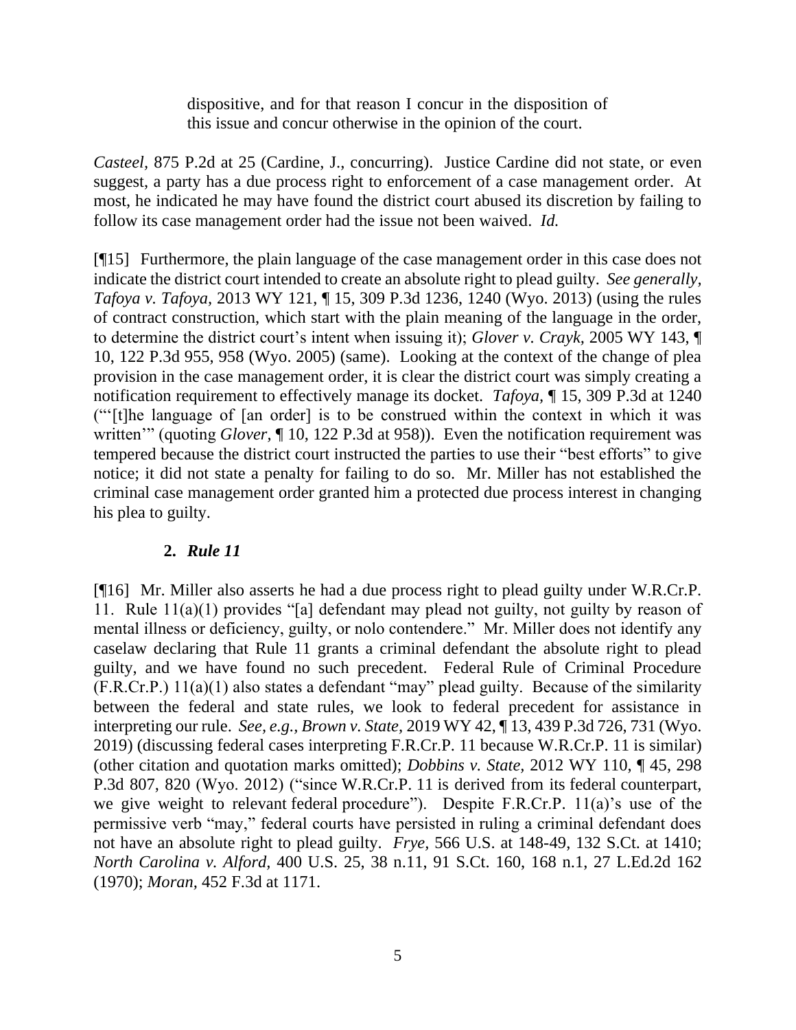> dispositive, and for that reason I concur in the disposition of this issue and concur otherwise in the opinion of the court.

*Casteel,* 875 P.2d at 25 (Cardine, J., concurring). Justice Cardine did not state, or even suggest, a party has a due process right to enforcement of a case management order. At most, he indicated he may have found the district court abused its discretion by failing to follow its case management order had the issue not been waived. *Id.*

[¶15] Furthermore, the plain language of the case management order in this case does not indicate the district court intended to create an absolute right to plead guilty. *See generally, Tafoya v. Tafoya,* 2013 WY 121, ¶ 15, 309 P.3d 1236, 1240 (Wyo. 2013) (using the rules of contract construction, which start with the plain meaning of the language in the order, to determine the district court's intent when issuing it); *Glover v. Crayk,* 2005 WY 143, ¶ 10, 122 P.3d 955, 958 (Wyo. 2005) (same). Looking at the context of the change of plea provision in the case management order, it is clear the district court was simply creating a notification requirement to effectively manage its docket. *Tafoya,* ¶ 15, 309 P.3d at 1240 ("'[t]he language of [an order] is to be construed within the context in which it was written'" (quoting *Glover,* ¶ 10, 122 P.3d at 958)). Even the notification requirement was tempered because the district court instructed the parties to use their "best efforts" to give notice; it did not state a penalty for failing to do so. Mr. Miller has not established the criminal case management order granted him a protected due process interest in changing his plea to guilty.

### 2. *Rule 11*

[¶16] Mr. Miller also asserts he had a due process right to plead guilty under W.R.Cr.P. 11. Rule 11(a)(1) provides "[a] defendant may plead not guilty, not guilty by reason of mental illness or deficiency, guilty, or nolo contendere." Mr. Miller does not identify any caselaw declaring that Rule 11 grants a criminal defendant the absolute right to plead guilty, and we have found no such precedent. Federal Rule of Criminal Procedure (F.R.Cr.P.) 11(a)(1) also states a defendant "may" plead guilty. Because of the similarity between the federal and state rules, we look to federal precedent for assistance in interpreting our rule. *See, e.g., Brown v. State,* 2019 WY 42, ¶ 13, 439 P.3d 726, 731 (Wyo. 2019) (discussing federal cases interpreting F.R.Cr.P. 11 because W.R.Cr.P. 11 is similar) (other citation and quotation marks omitted); *Dobbins v. State,* 2012 WY 110, ¶ 45, 298 P.3d 807, 820 (Wyo. 2012) ("since W.R.Cr.P. 11 is derived from its federal counterpart, we give weight to relevant federal procedure"). Despite F.R.Cr.P. 11(a)'s use of the permissive verb "may," federal courts have persisted in ruling a criminal defendant does not have an absolute right to plead guilty. *Frye,* 566 U.S. at 148-49, 132 S.Ct. at 1410; *North Carolina v. Alford,* 400 U.S. 25, 38 n.11, 91 S.Ct. 160, 168 n.1, 27 L.Ed.2d 162 (1970); *Moran,* 452 F.3d at 1171.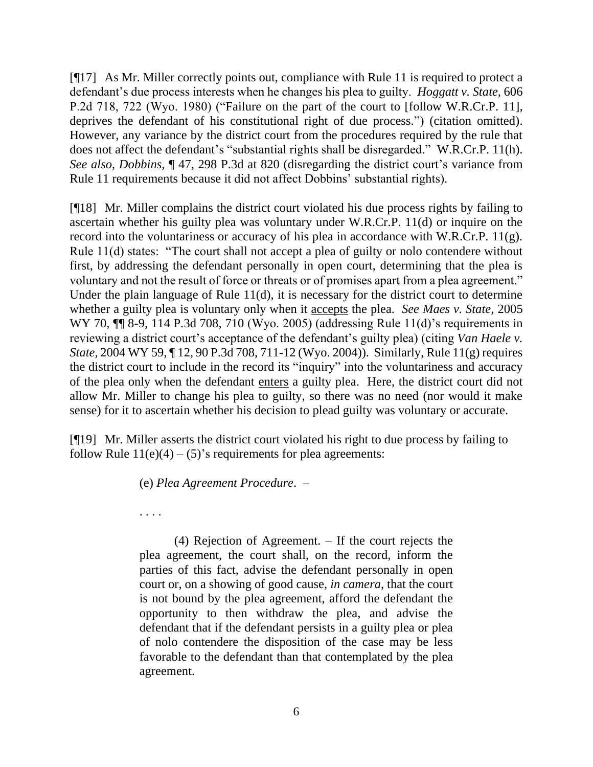[¶17] As Mr. Miller correctly points out, compliance with Rule 11 is required to protect a defendant's due process interests when he changes his plea to guilty. *Hoggatt v. State,* 606 P.2d 718, 722 (Wyo. 1980) ("Failure on the part of the court to [follow W.R.Cr.P. 11], deprives the defendant of his constitutional right of due process.") (citation omitted). However, any variance by the district court from the procedures required by the rule that does not affect the defendant's "substantial rights shall be disregarded." W.R.Cr.P. 11(h). *See also, Dobbins,* ¶ 47, 298 P.3d at 820 (disregarding the district court's variance from Rule 11 requirements because it did not affect Dobbins' substantial rights).

[¶18] Mr. Miller complains the district court violated his due process rights by failing to ascertain whether his guilty plea was voluntary under W.R.Cr.P. 11(d) or inquire on the record into the voluntariness or accuracy of his plea in accordance with W.R.Cr.P. 11(g). Rule 11(d) states: "The court shall not accept a plea of guilty or nolo contendere without first, by addressing the defendant personally in open court, determining that the plea is voluntary and not the result of force or threats or of promises apart from a plea agreement." Under the plain language of Rule 11(d), it is necessary for the district court to determine whether a guilty plea is voluntary only when it <u>accepts</u> the plea. *See Maes v. State,* 2005 WY 70, ¶¶ 8-9, 114 P.3d 708, 710 (Wyo. 2005) (addressing Rule 11(d)'s requirements in reviewing a district court's acceptance of the defendant's guilty plea) (citing *Van Haele v. State,* 2004 WY 59, ¶ 12, 90 P.3d 708, 711-12 (Wyo. 2004)). Similarly, Rule 11(g) requires the district court to include in the record its "inquiry" into the voluntariness and accuracy of the plea only when the defendant <u>enters</u> a guilty plea. Here, the district court did not allow Mr. Miller to change his plea to guilty, so there was no need (nor would it make sense) for it to ascertain whether his decision to plead guilty was voluntary or accurate.

[¶19] Mr. Miller asserts the district court violated his right to due process by failing to follow Rule 11(e)(4) – (5)'s requirements for plea agreements:

> (e) *Plea Agreement Procedure*. –
>
> . . . .
>
> (4) Rejection of Agreement. – If the court rejects the plea agreement, the court shall, on the record, inform the parties of this fact, advise the defendant personally in open court or, on a showing of good cause, *in camera*, that the court is not bound by the plea agreement, afford the defendant the opportunity to then withdraw the plea, and advise the defendant that if the defendant persists in a guilty plea or plea of nolo contendere the disposition of the case may be less favorable to the defendant than that contemplated by the plea agreement.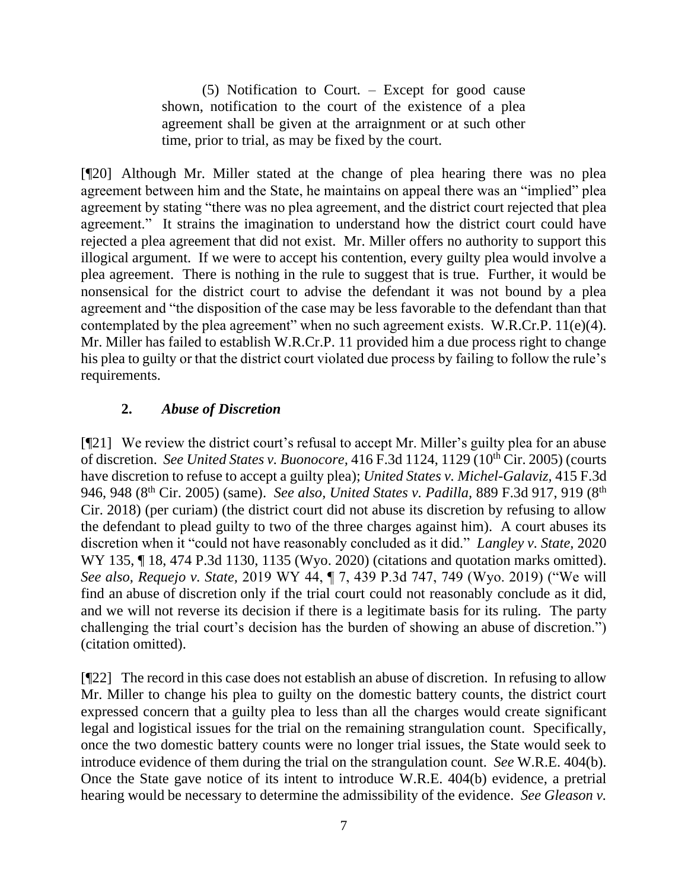> (5) Notification to Court. – Except for good cause shown, notification to the court of the existence of a plea agreement shall be given at the arraignment or at such other time, prior to trial, as may be fixed by the court.

[¶20] Although Mr. Miller stated at the change of plea hearing there was no plea agreement between him and the State, he maintains on appeal there was an "implied" plea agreement by stating "there was no plea agreement, and the district court rejected that plea agreement." It strains the imagination to understand how the district court could have rejected a plea agreement that did not exist. Mr. Miller offers no authority to support this illogical argument. If we were to accept his contention, every guilty plea would involve a plea agreement. There is nothing in the rule to suggest that is true. Further, it would be nonsensical for the district court to advise the defendant it was not bound by a plea agreement and "the disposition of the case may be less favorable to the defendant than that contemplated by the plea agreement" when no such agreement exists. W.R.Cr.P. 11(e)(4). Mr. Miller has failed to establish W.R.Cr.P. 11 provided him a due process right to change his plea to guilty or that the district court violated due process by failing to follow the rule's requirements.

### 2. *Abuse of Discretion*

[¶21] We review the district court's refusal to accept Mr. Miller's guilty plea for an abuse of discretion. *See United States v. Buonocore*, 416 F.3d 1124, 1129 (10th Cir. 2005) (courts have discretion to refuse to accept a guilty plea); *United States v. Michel-Galaviz*, 415 F.3d 946, 948 (8th Cir. 2005) (same). *See also, United States v. Padilla*, 889 F.3d 917, 919 (8th Cir. 2018) (per curiam) (the district court did not abuse its discretion by refusing to allow the defendant to plead guilty to two of the three charges against him). A court abuses its discretion when it "could not have reasonably concluded as it did." *Langley v. State*, 2020 WY 135, ¶ 18, 474 P.3d 1130, 1135 (Wyo. 2020) (citations and quotation marks omitted). *See also, Requejo v. State*, 2019 WY 44, ¶ 7, 439 P.3d 747, 749 (Wyo. 2019) ("We will find an abuse of discretion only if the trial court could not reasonably conclude as it did, and we will not reverse its decision if there is a legitimate basis for its ruling. The party challenging the trial court's decision has the burden of showing an abuse of discretion.") (citation omitted).

[¶22] The record in this case does not establish an abuse of discretion. In refusing to allow Mr. Miller to change his plea to guilty on the domestic battery counts, the district court expressed concern that a guilty plea to less than all the charges would create significant legal and logistical issues for the trial on the remaining strangulation count. Specifically, once the two domestic battery counts were no longer trial issues, the State would seek to introduce evidence of them during the trial on the strangulation count. *See* W.R.E. 404(b). Once the State gave notice of its intent to introduce W.R.E. 404(b) evidence, a pretrial hearing would be necessary to determine the admissibility of the evidence. *See Gleason v.*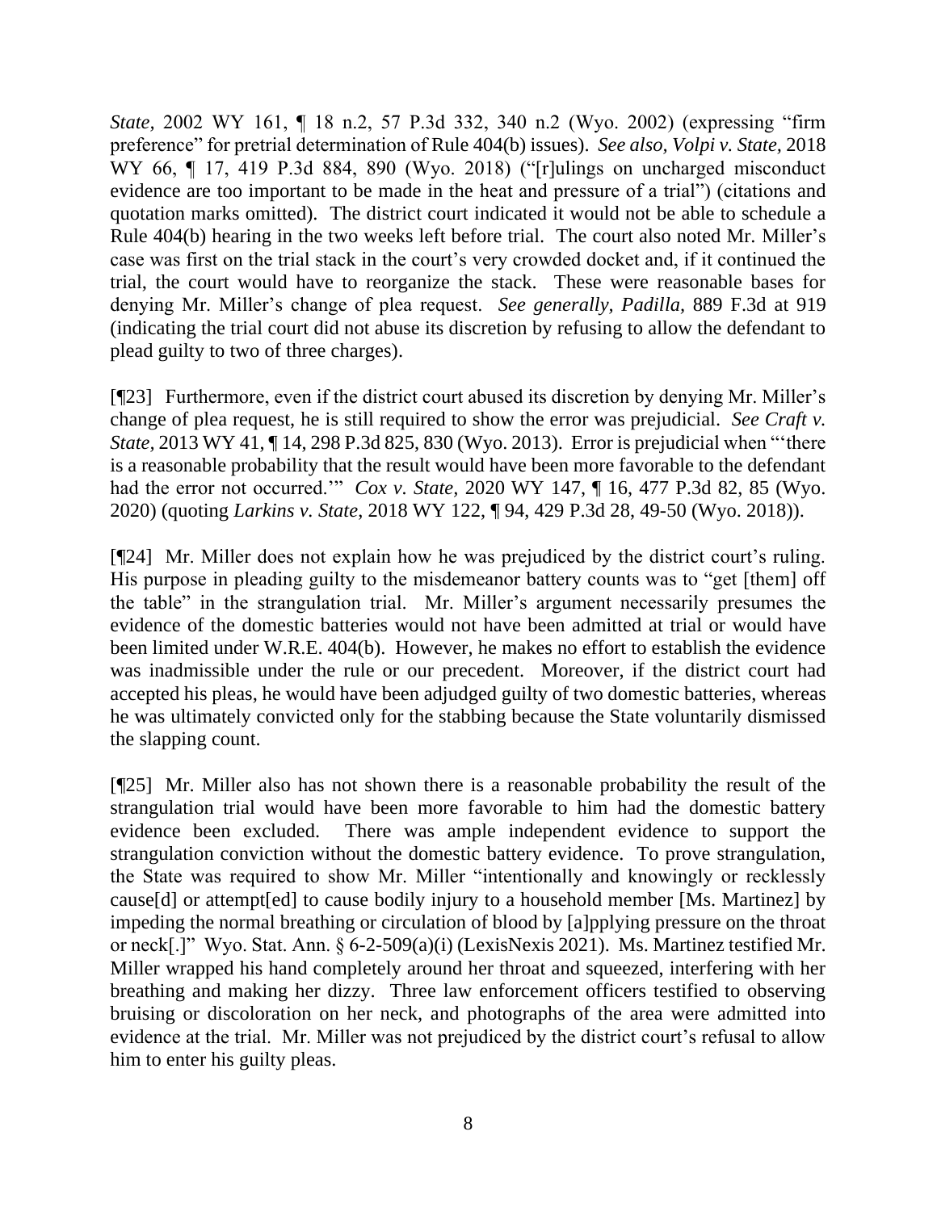*State,* 2002 WY 161, ¶ 18 n.2, 57 P.3d 332, 340 n.2 (Wyo. 2002) (expressing "firm preference" for pretrial determination of Rule 404(b) issues). *See also, Volpi v. State,* 2018 WY 66, ¶ 17, 419 P.3d 884, 890 (Wyo. 2018) ("[r]ulings on uncharged misconduct evidence are too important to be made in the heat and pressure of a trial") (citations and quotation marks omitted). The district court indicated it would not be able to schedule a Rule 404(b) hearing in the two weeks left before trial. The court also noted Mr. Miller's case was first on the trial stack in the court's very crowded docket and, if it continued the trial, the court would have to reorganize the stack. These were reasonable bases for denying Mr. Miller's change of plea request. *See generally, Padilla,* 889 F.3d at 919 (indicating the trial court did not abuse its discretion by refusing to allow the defendant to plead guilty to two of three charges).

[¶23] Furthermore, even if the district court abused its discretion by denying Mr. Miller's change of plea request, he is still required to show the error was prejudicial. *See Craft v. State,* 2013 WY 41, ¶ 14, 298 P.3d 825, 830 (Wyo. 2013). Error is prejudicial when "'there is a reasonable probability that the result would have been more favorable to the defendant had the error not occurred.'" *Cox v. State*, 2020 WY 147, ¶ 16, 477 P.3d 82, 85 (Wyo. 2020) (quoting *Larkins v. State,* 2018 WY 122, ¶ 94, 429 P.3d 28, 49-50 (Wyo. 2018)).

[¶24] Mr. Miller does not explain how he was prejudiced by the district court's ruling. His purpose in pleading guilty to the misdemeanor battery counts was to "get [them] off the table" in the strangulation trial. Mr. Miller's argument necessarily presumes the evidence of the domestic batteries would not have been admitted at trial or would have been limited under W.R.E. 404(b). However, he makes no effort to establish the evidence was inadmissible under the rule or our precedent. Moreover, if the district court had accepted his pleas, he would have been adjudged guilty of two domestic batteries, whereas he was ultimately convicted only for the stabbing because the State voluntarily dismissed the slapping count.

[¶25] Mr. Miller also has not shown there is a reasonable probability the result of the strangulation trial would have been more favorable to him had the domestic battery evidence been excluded. There was ample independent evidence to support the strangulation conviction without the domestic battery evidence. To prove strangulation, the State was required to show Mr. Miller "intentionally and knowingly or recklessly cause[d] or attempt[ed] to cause bodily injury to a household member [Ms. Martinez] by impeding the normal breathing or circulation of blood by [a]pplying pressure on the throat or neck[.]" Wyo. Stat. Ann. § 6-2-509(a)(i) (LexisNexis 2021). Ms. Martinez testified Mr. Miller wrapped his hand completely around her throat and squeezed, interfering with her breathing and making her dizzy. Three law enforcement officers testified to observing bruising or discoloration on her neck, and photographs of the area were admitted into evidence at the trial. Mr. Miller was not prejudiced by the district court's refusal to allow him to enter his guilty pleas.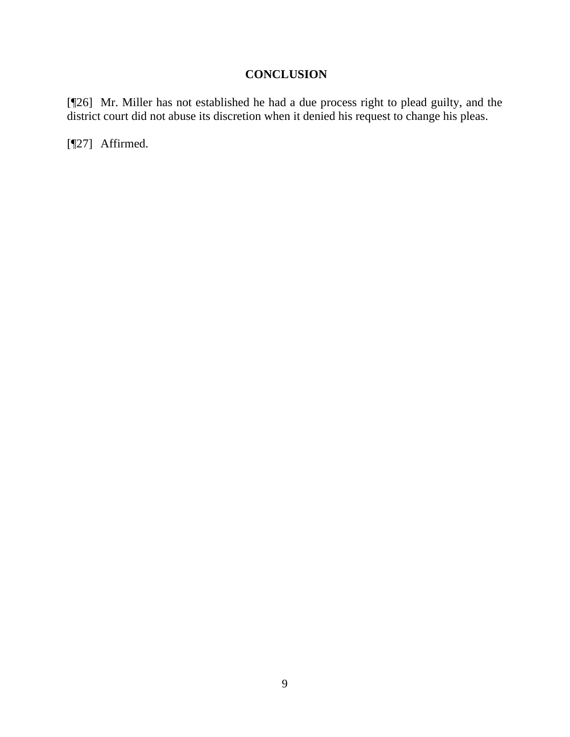## CONCLUSION

[¶26] Mr. Miller has not established he had a due process right to plead guilty, and the district court did not abuse its discretion when it denied his request to change his pleas.

[¶27] Affirmed.